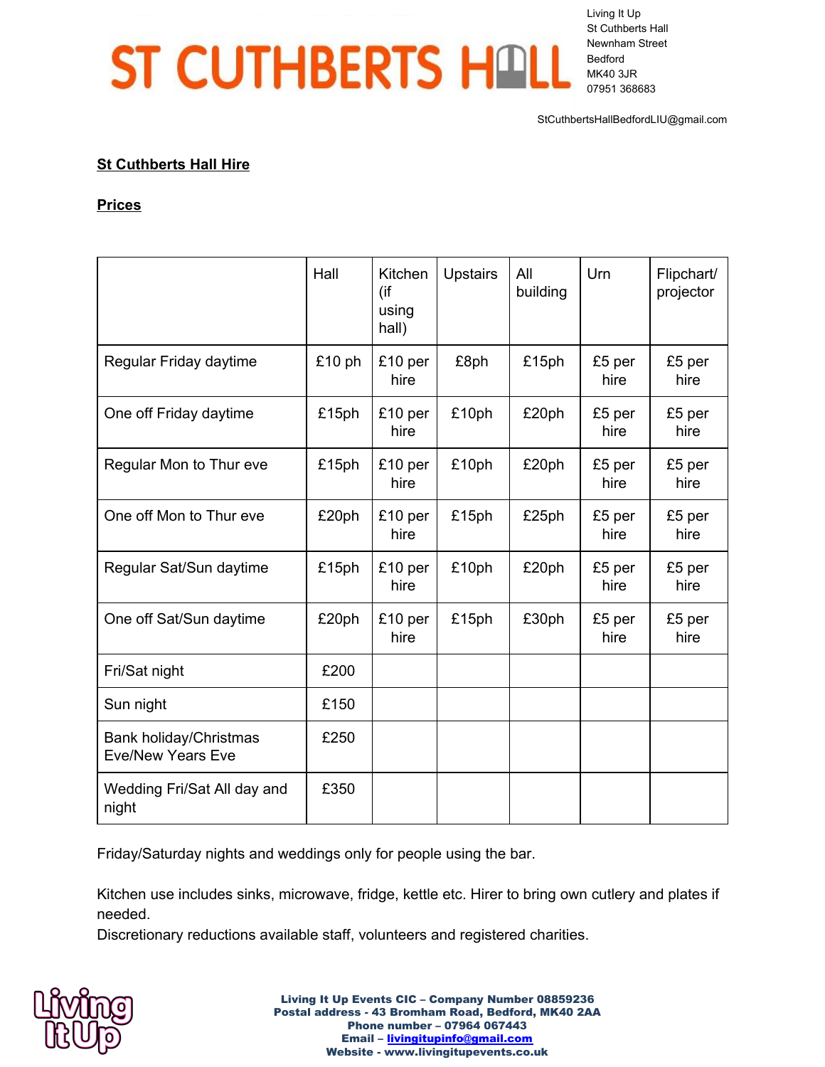# ST CUTHBERTS HALL

Living It Up
St Cuthberts Hall
Newnham Street
Bedford
MK40 3JR
07951 368683

StCuthbertsHallBedfordLIU@gmail.com

**St Cuthberts Hall Hire**

**Prices**

| | Hall | Kitchen (if using hall) | Upstairs | All building | Urn | Flipchart/ projector |
|---|---|---|---|---|---|---|
| Regular Friday daytime | £10 ph | £10 per hire | £8ph | £15ph | £5 per hire | £5 per hire |
| One off Friday daytime | £15ph | £10 per hire | £10ph | £20ph | £5 per hire | £5 per hire |
| Regular Mon to Thur eve | £15ph | £10 per hire | £10ph | £20ph | £5 per hire | £5 per hire |
| One off Mon to Thur eve | £20ph | £10 per hire | £15ph | £25ph | £5 per hire | £5 per hire |
| Regular Sat/Sun daytime | £15ph | £10 per hire | £10ph | £20ph | £5 per hire | £5 per hire |
| One off Sat/Sun daytime | £20ph | £10 per hire | £15ph | £30ph | £5 per hire | £5 per hire |
| Fri/Sat night | £200 | | | | | |
| Sun night | £150 | | | | | |
| Bank holiday/Christmas Eve/New Years Eve | £250 | | | | | |
| Wedding Fri/Sat All day and night | £350 | | | | | |

Friday/Saturday nights and weddings only for people using the bar.

Kitchen use includes sinks, microwave, fridge, kettle etc. Hirer to bring own cutlery and plates if needed.
Discretionary reductions available staff, volunteers and registered charities.

**Living It Up Events CIC – Company Number 08859236**
**Postal address - 43 Bromham Road, Bedford, MK40 2AA**
**Phone number – 07964 067443**
**Email – livingitupinfo@gmail.com**
**Website - www.livingitupevents.co.uk**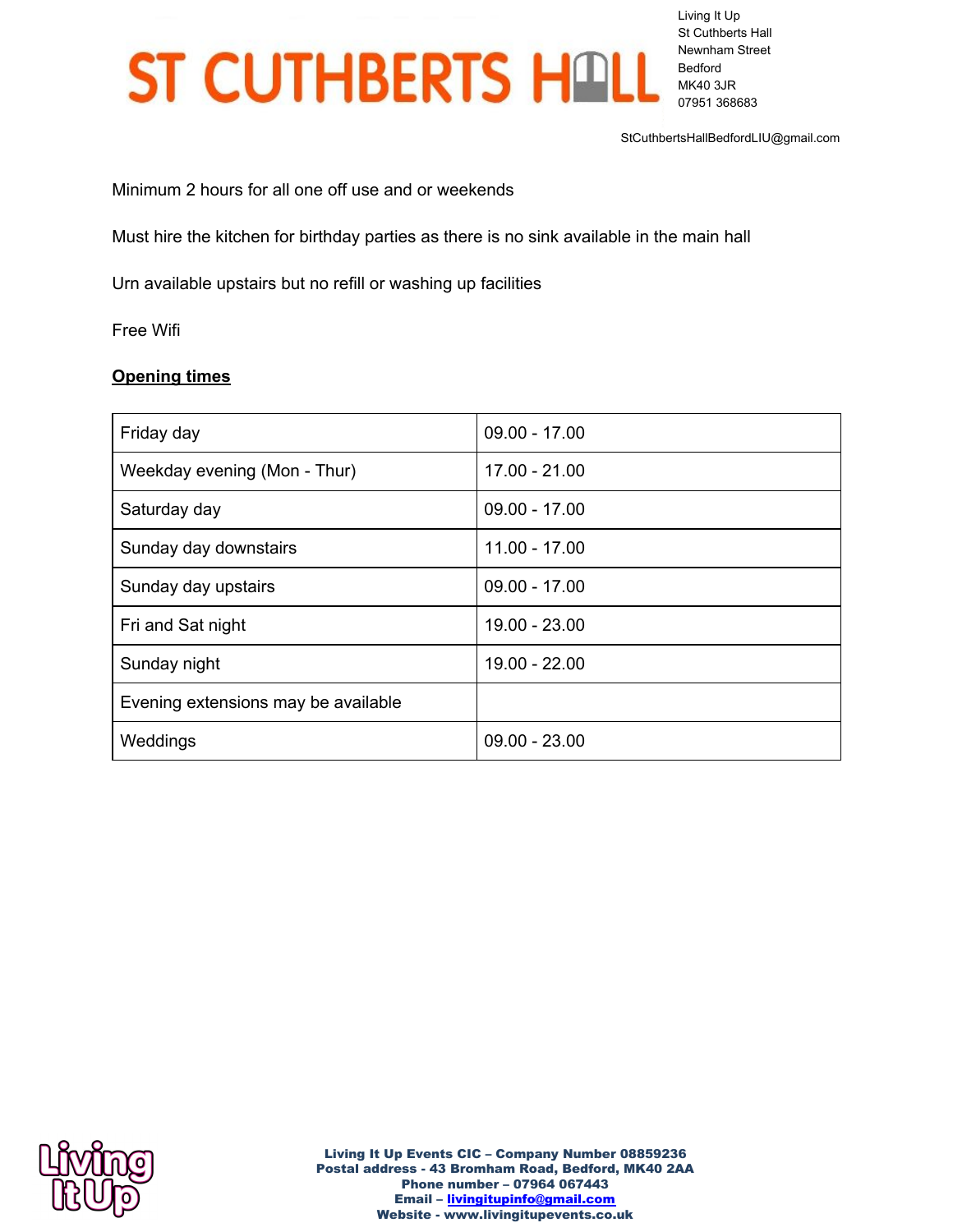# ST CUTHBERTS HALL

Living It Up
St Cuthberts Hall
Newnham Street
Bedford
MK40 3JR
07951 368683

StCuthbertsHallBedfordLIU@gmail.com

Minimum 2 hours for all one off use and or weekends

Must hire the kitchen for birthday parties as there is no sink available in the main hall

Urn available upstairs but no refill or washing up facilities

Free Wifi

**Opening times**

| | |
|---|---|
| Friday day | 09.00 - 17.00 |
| Weekday evening (Mon - Thur) | 17.00 - 21.00 |
| Saturday day | 09.00 - 17.00 |
| Sunday day downstairs | 11.00 - 17.00 |
| Sunday day upstairs | 09.00 - 17.00 |
| Fri and Sat night | 19.00 - 23.00 |
| Sunday night | 19.00 - 22.00 |
| Evening extensions may be available | |
| Weddings | 09.00 - 23.00 |

**Living It Up Events CIC – Company Number 08859236**
**Postal address - 43 Bromham Road, Bedford, MK40 2AA**
**Phone number – 07964 067443**
**Email – livingitupinfo@gmail.com**
**Website - www.livingitupevents.co.uk**